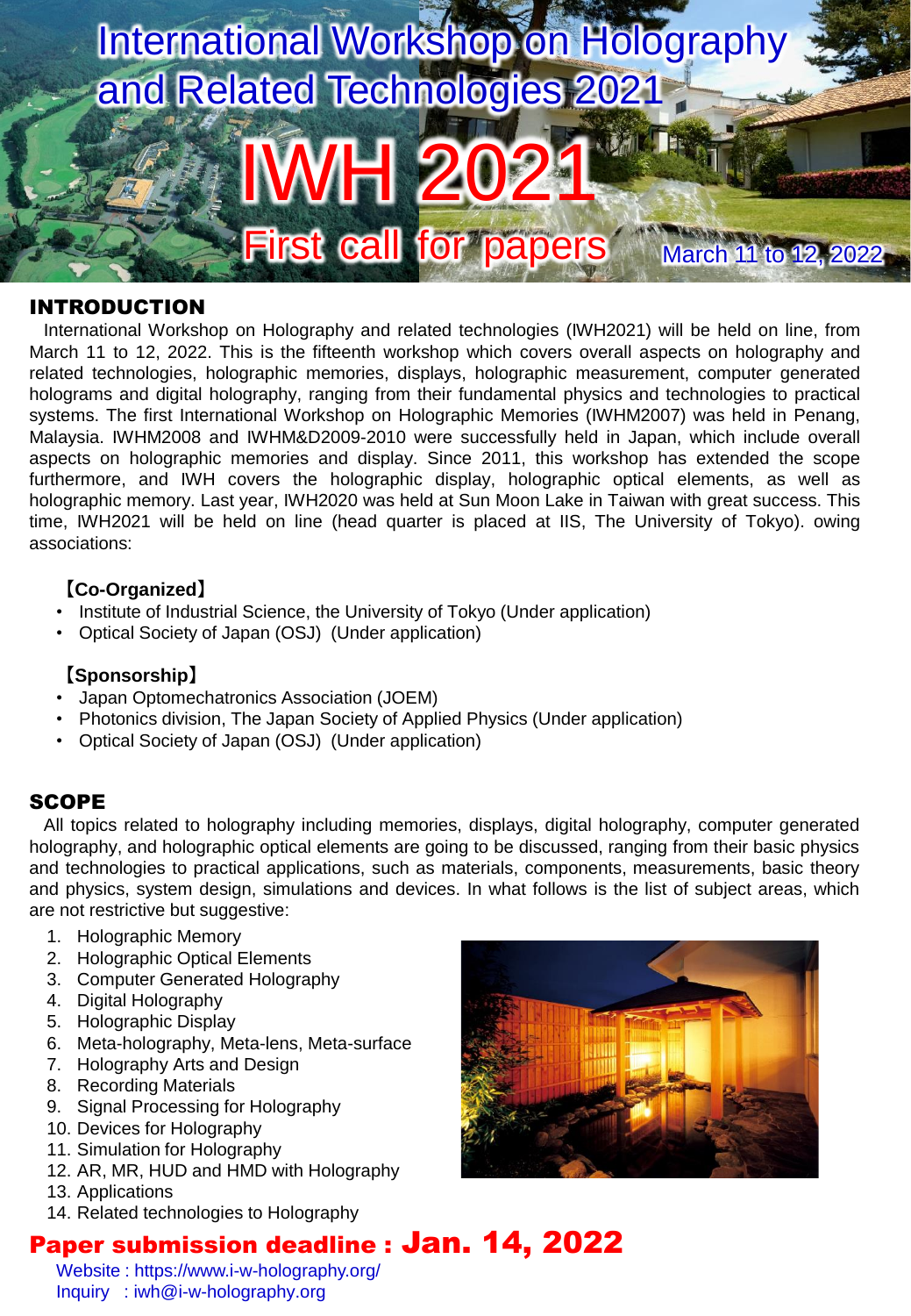# International Workshop on Holography and Related Technologies 2021

# IWH 2021

## First call for papers

March 11 to 12, 2022

## INTRODUCTION

International Workshop on Holography and related technologies (IWH2021) will be held on line, from March 11 to 12, 2022. This is the fifteenth workshop which covers overall aspects on holography and related technologies, holographic memories, displays, holographic measurement, computer generated holograms and digital holography, ranging from their fundamental physics and technologies to practical systems. The first International Workshop on Holographic Memories (IWHM2007) was held in Penang, Malaysia. IWHM2008 and IWHM&D2009-2010 were successfully held in Japan, which include overall aspects on holographic memories and display. Since 2011, this workshop has extended the scope furthermore, and IWH covers the holographic display, holographic optical elements, as well as holographic memory. Last year, IWH2020 was held at Sun Moon Lake in Taiwan with great success. This time, IWH2021 will be held on line (head quarter is placed at IIS, The University of Tokyo). owing associations:

**【Co-Organized】**

- Institute of Industrial Science, the University of Tokyo (Under application)
- Optical Society of Japan (OSJ) (Under application)

**【Sponsorship】**

- Japan Optomechatronics Association (JOEM)
- Photonics division, The Japan Society of Applied Physics (Under application)
- Optical Society of Japan (OSJ) (Under application)

## SCOPE

All topics related to holography including memories, displays, digital holography, computer generated holography, and holographic optical elements are going to be discussed, ranging from their basic physics and technologies to practical applications, such as materials, components, measurements, basic theory and physics, system design, simulations and devices. In what follows is the list of subject areas, which are not restrictive but suggestive:

1. Holographic Memory
2. Holographic Optical Elements
3. Computer Generated Holography
4. Digital Holography
5. Holographic Display
6. Meta-holography, Meta-lens, Meta-surface
7. Holography Arts and Design
8. Recording Materials
9. Signal Processing for Holography
10. Devices for Holography
11. Simulation for Holography
12. AR, MR, HUD and HMD with Holography
13. Applications
14. Related technologies to Holography

**Paper submission deadline : Jan. 14, 2022**

Website : https://www.i-w-holography.org/
Inquiry : iwh@i-w-holography.org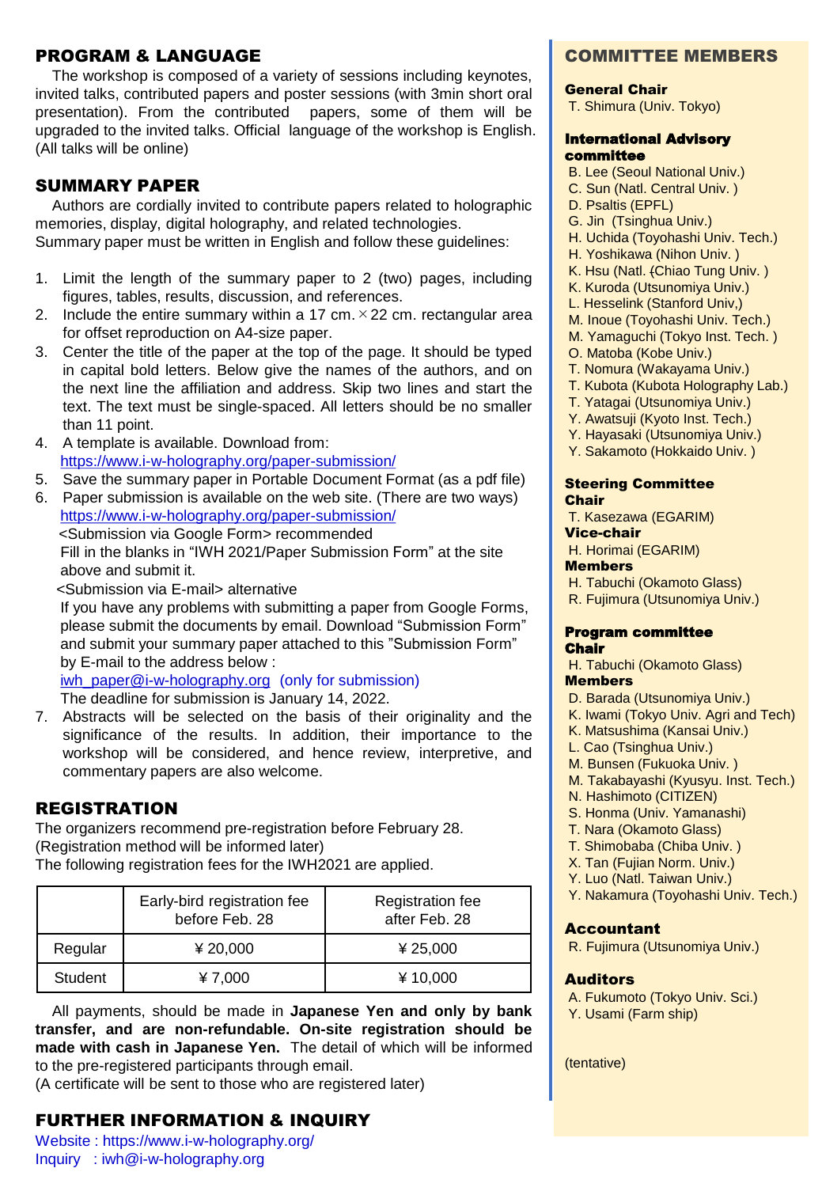## PROGRAM & LANGUAGE

The workshop is composed of a variety of sessions including keynotes, invited talks, contributed papers and poster sessions (with 3min short oral presentation). From the contributed papers, some of them will be upgraded to the invited talks. Official language of the workshop is English. (All talks will be online)

## SUMMARY PAPER

Authors are cordially invited to contribute papers related to holographic memories, display, digital holography, and related technologies.
Summary paper must be written in English and follow these guidelines:

1. Limit the length of the summary paper to 2 (two) pages, including figures, tables, results, discussion, and references.
2. Include the entire summary within a 17 cm. × 22 cm. rectangular area for offset reproduction on A4-size paper.
3. Center the title of the paper at the top of the page. It should be typed in capital bold letters. Below give the names of the authors, and on the next line the affiliation and address. Skip two lines and start the text. The text must be single-spaced. All letters should be no smaller than 11 point.
4. A template is available. Download from:
   https://www.i-w-holography.org/paper-submission/
5. Save the summary paper in Portable Document Format (as a pdf file)
6. Paper submission is available on the web site. (There are two ways)
   https://www.i-w-holography.org/paper-submission/
   <Submission via Google Form> recommended
   Fill in the blanks in "IWH 2021/Paper Submission Form" at the site above and submit it.
   <Submission via E-mail> alternative
   If you have any problems with submitting a paper from Google Forms, please submit the documents by email. Download "Submission Form" and submit your summary paper attached to this "Submission Form" by E-mail to the address below :
   iwh_paper@i-w-holography.org (only for submission)
   The deadline for submission is January 14, 2022.
7. Abstracts will be selected on the basis of their originality and the significance of the results. In addition, their importance to the workshop will be considered, and hence review, interpretive, and commentary papers are also welcome.

## REGISTRATION

The organizers recommend pre-registration before February 28.
(Registration method will be informed later)
The following registration fees for the IWH2021 are applied.

| | Early-bird registration fee before Feb. 28 | Registration fee after Feb. 28 |
|---|---|---|
| Regular | ¥20,000 | ¥25,000 |
| Student | ¥7,000 | ¥10,000 |

All payments, should be made in **Japanese Yen and only by bank transfer, and are non-refundable. On-site registration should be made with cash in Japanese Yen.** The detail of which will be informed to the pre-registered participants through email.
(A certificate will be sent to those who are registered later)

## FURTHER INFORMATION & INQUIRY

Website : https://www.i-w-holography.org/
Inquiry : iwh@i-w-holography.org

## COMMITTEE MEMBERS

**General Chair**
T. Shimura (Univ. Tokyo)

**International Advisory committee**
B. Lee (Seoul National Univ.)
C. Sun (Natl. Central Univ. )
D. Psaltis (EPFL)
G. Jin (Tsinghua Univ.)
H. Uchida (Toyohashi Univ. Tech.)
H. Yoshikawa (Nihon Univ. )
K. Hsu (Natl. Chiao Tung Univ. )
K. Kuroda (Utsunomiya Univ.)
L. Hesselink (Stanford Univ,)
M. Inoue (Toyohashi Univ. Tech.)
M. Yamaguchi (Tokyo Inst. Tech. )
O. Matoba (Kobe Univ.)
T. Nomura (Wakayama Univ.)
T. Kubota (Kubota Holography Lab.)
T. Yatagai (Utsunomiya Univ.)
Y. Awatsuji (Kyoto Inst. Tech.)
Y. Hayasaki (Utsunomiya Univ.)
Y. Sakamoto (Hokkaido Univ. )

**Steering Committee**
**Chair**
T. Kasezawa (EGARIM)
**Vice-chair**
H. Horimai (EGARIM)
**Members**
H. Tabuchi (Okamoto Glass)
R. Fujimura (Utsunomiya Univ.)

**Program committee**
**Chair**
H. Tabuchi (Okamoto Glass)
**Members**
D. Barada (Utsunomiya Univ.)
K. Iwami (Tokyo Univ. Agri and Tech)
K. Matsushima (Kansai Univ.)
L. Cao (Tsinghua Univ.)
M. Bunsen (Fukuoka Univ. )
M. Takabayashi (Kyusyu. Inst. Tech.)
N. Hashimoto (CITIZEN)
S. Honma (Univ. Yamanashi)
T. Nara (Okamoto Glass)
T. Shimobaba (Chiba Univ. )
X. Tan (Fujian Norm. Univ.)
Y. Luo (Natl. Taiwan Univ.)
Y. Nakamura (Toyohashi Univ. Tech.)

**Accountant**
R. Fujimura (Utsunomiya Univ.)

**Auditors**
A. Fukumoto (Tokyo Univ. Sci.)
Y. Usami (Farm ship)

(tentative)